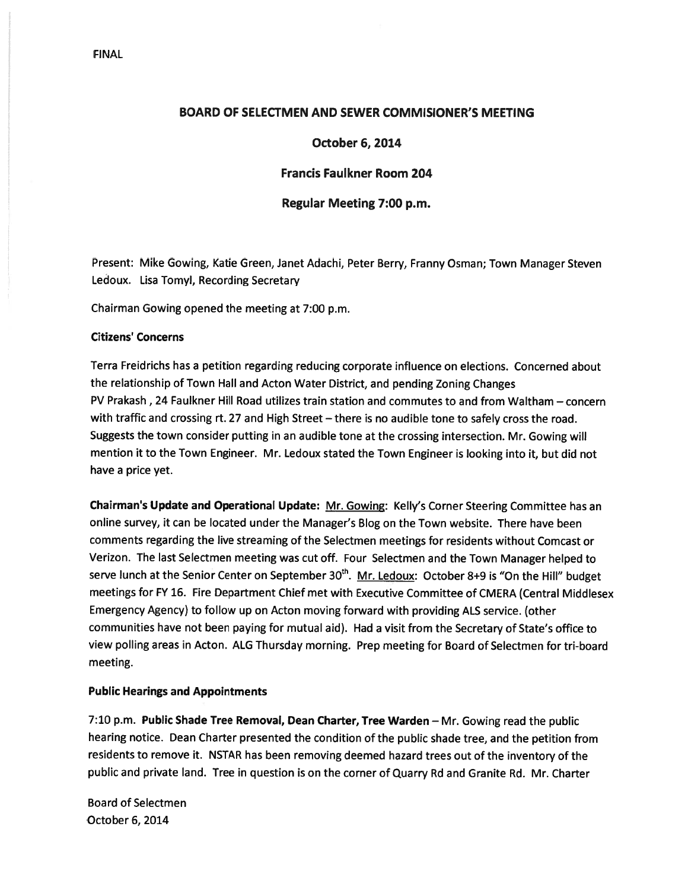FINAL

# BOARD OF SELECTMEN AND SEWER COMMISIONER'S MEETING

## October 6, 2014

## Francis Faulkner Room 204

## Regular Meeting 7:00 p.m.

Present: Mike Gowing, Katie Green, Janet Adachi, Peter Berry, Franny Osman; Town Manager Steven Ledoux. Lisa Tomyl, Recording Secretary

Chairman Gowing opened the meeting at 7:00 p.m.

**Citizens' Concerns**

Terra Freidrichs has a petition regarding reducing corporate influence on elections. Concerned about the relationship of Town Hall and Acton Water District, and pending Zoning Changes
PV Prakash , 24 Faulkner Hill Road utilizes train station and commutes to and from Waltham – concern with traffic and crossing rt. 27 and High Street – there is no audible tone to safely cross the road. Suggests the town consider putting in an audible tone at the crossing intersection. Mr. Gowing will mention it to the Town Engineer. Mr. Ledoux stated the Town Engineer is looking into it, but did not have a price yet.

**Chairman's Update and Operational Update:** Mr. Gowing: Kelly's Corner Steering Committee has an online survey, it can be located under the Manager's Blog on the Town website. There have been comments regarding the live streaming of the Selectmen meetings for residents without Comcast or Verizon. The last Selectmen meeting was cut off. Four Selectmen and the Town Manager helped to serve lunch at the Senior Center on September 30th. Mr. Ledoux: October 8+9 is "On the Hill" budget meetings for FY 16. Fire Department Chief met with Executive Committee of CMERA (Central Middlesex Emergency Agency) to follow up on Acton moving forward with providing ALS service. (other communities have not been paying for mutual aid). Had a visit from the Secretary of State's office to view polling areas in Acton. ALG Thursday morning. Prep meeting for Board of Selectmen for tri-board meeting.

**Public Hearings and Appointments**

7:10 p.m. **Public Shade Tree Removal, Dean Charter, Tree Warden** – Mr. Gowing read the public hearing notice. Dean Charter presented the condition of the public shade tree, and the petition from residents to remove it. NSTAR has been removing deemed hazard trees out of the inventory of the public and private land. Tree in question is on the corner of Quarry Rd and Granite Rd. Mr. Charter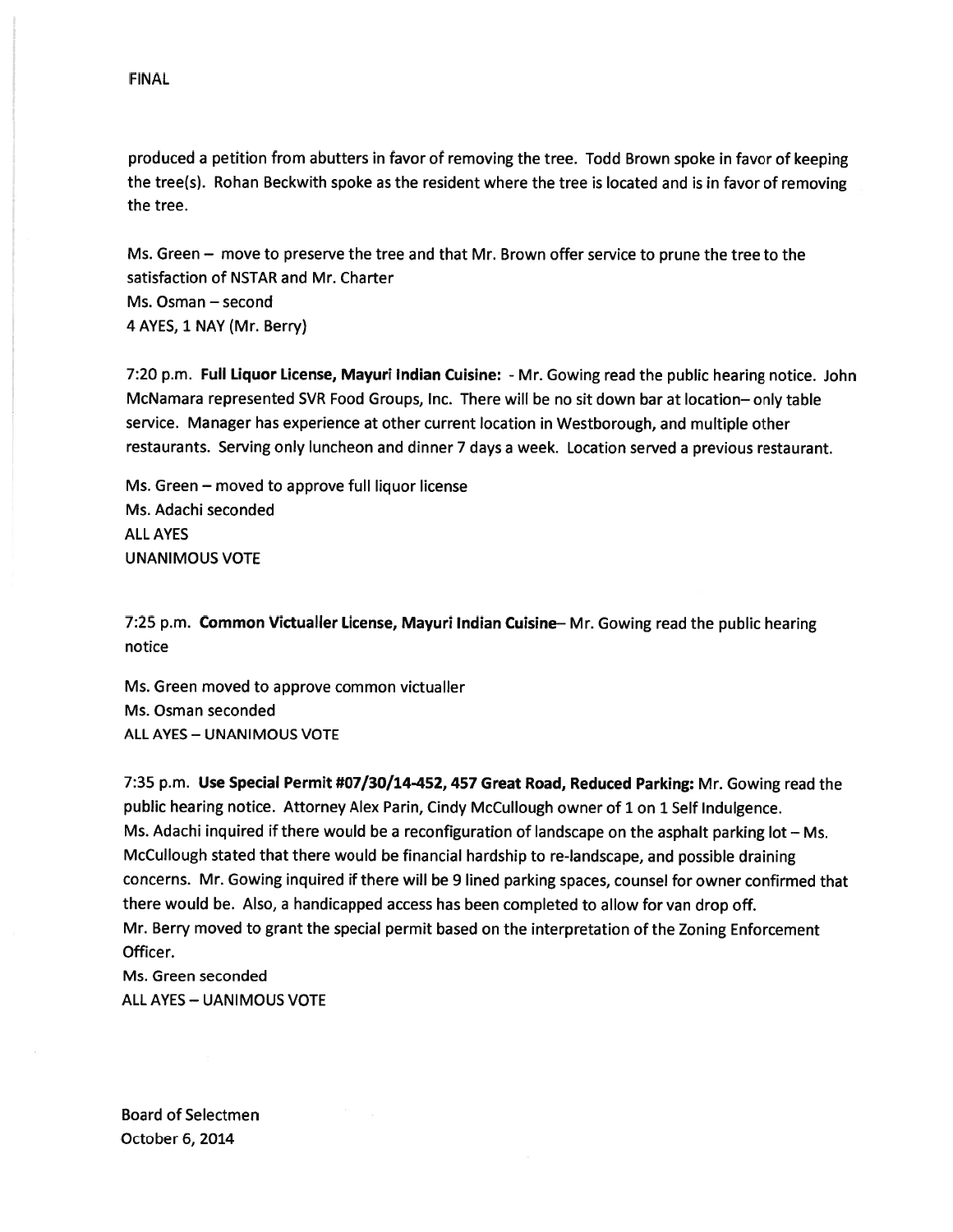FINAL

produced a petition from abutters in favor of removing the tree. Todd Brown spoke in favor of keeping the tree(s). Rohan Beckwith spoke as the resident where the tree is located and is in favor of removing the tree.

Ms. Green – move to preserve the tree and that Mr. Brown offer service to prune the tree to the satisfaction of NSTAR and Mr. Charter
Ms. Osman – second
4 AYES, 1 NAY (Mr. Berry)

7:20 p.m. **Full Liquor License, Mayuri Indian Cuisine:** - Mr. Gowing read the public hearing notice. John McNamara represented SVR Food Groups, Inc. There will be no sit down bar at location– only table service. Manager has experience at other current location in Westborough, and multiple other restaurants. Serving only luncheon and dinner 7 days a week. Location served a previous restaurant.

Ms. Green – moved to approve full liquor license
Ms. Adachi seconded
ALL AYES
UNANIMOUS VOTE

7:25 p.m. **Common Victualler License, Mayuri Indian Cuisine**– Mr. Gowing read the public hearing notice

Ms. Green moved to approve common victualler
Ms. Osman seconded
ALL AYES – UNANIMOUS VOTE

7:35 p.m. **Use Special Permit #07/30/14-452, 457 Great Road, Reduced Parking:** Mr. Gowing read the public hearing notice. Attorney Alex Parin, Cindy McCullough owner of 1 on 1 Self Indulgence.
Ms. Adachi inquired if there would be a reconfiguration of landscape on the asphalt parking lot – Ms. McCullough stated that there would be financial hardship to re-landscape, and possible draining concerns. Mr. Gowing inquired if there will be 9 lined parking spaces, counsel for owner confirmed that there would be. Also, a handicapped access has been completed to allow for van drop off.
Mr. Berry moved to grant the special permit based on the interpretation of the Zoning Enforcement Officer.
Ms. Green seconded
ALL AYES – UANIMOUS VOTE

Board of Selectmen
October 6, 2014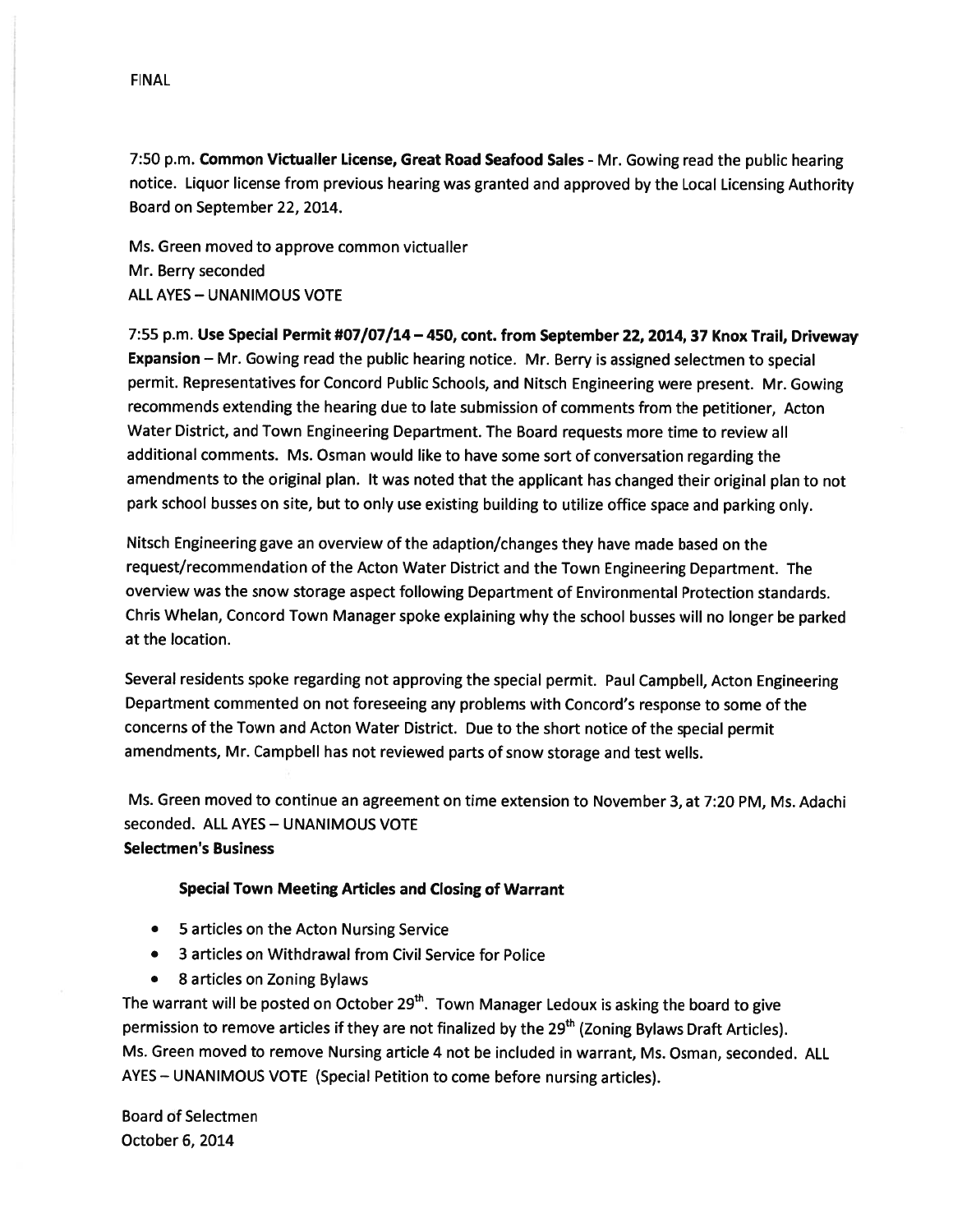FINAL

7:50 p.m. **Common Victualler License, Great Road Seafood Sales** - Mr. Gowing read the public hearing notice. Liquor license from previous hearing was granted and approved by the Local Licensing Authority Board on September 22, 2014.

Ms. Green moved to approve common victualler
Mr. Berry seconded
ALL AYES – UNANIMOUS VOTE

7:55 p.m. **Use Special Permit #07/07/14 – 450, cont. from September 22, 2014, 37 Knox Trail, Driveway Expansion** – Mr. Gowing read the public hearing notice. Mr. Berry is assigned selectmen to special permit. Representatives for Concord Public Schools, and Nitsch Engineering were present. Mr. Gowing recommends extending the hearing due to late submission of comments from the petitioner, Acton Water District, and Town Engineering Department. The Board requests more time to review all additional comments. Ms. Osman would like to have some sort of conversation regarding the amendments to the original plan. It was noted that the applicant has changed their original plan to not park school busses on site, but to only use existing building to utilize office space and parking only.

Nitsch Engineering gave an overview of the adaption/changes they have made based on the request/recommendation of the Acton Water District and the Town Engineering Department. The overview was the snow storage aspect following Department of Environmental Protection standards. Chris Whelan, Concord Town Manager spoke explaining why the school busses will no longer be parked at the location.

Several residents spoke regarding not approving the special permit. Paul Campbell, Acton Engineering Department commented on not foreseeing any problems with Concord's response to some of the concerns of the Town and Acton Water District. Due to the short notice of the special permit amendments, Mr. Campbell has not reviewed parts of snow storage and test wells.

Ms. Green moved to continue an agreement on time extension to November 3, at 7:20 PM, Ms. Adachi seconded. ALL AYES – UNANIMOUS VOTE

**Selectmen's Business**

**Special Town Meeting Articles and Closing of Warrant**

- 5 articles on the Acton Nursing Service
- 3 articles on Withdrawal from Civil Service for Police
- 8 articles on Zoning Bylaws

The warrant will be posted on October 29th. Town Manager Ledoux is asking the board to give permission to remove articles if they are not finalized by the 29th (Zoning Bylaws Draft Articles).
Ms. Green moved to remove Nursing article 4 not be included in warrant, Ms. Osman, seconded. ALL AYES – UNANIMOUS VOTE (Special Petition to come before nursing articles).

Board of Selectmen
October 6, 2014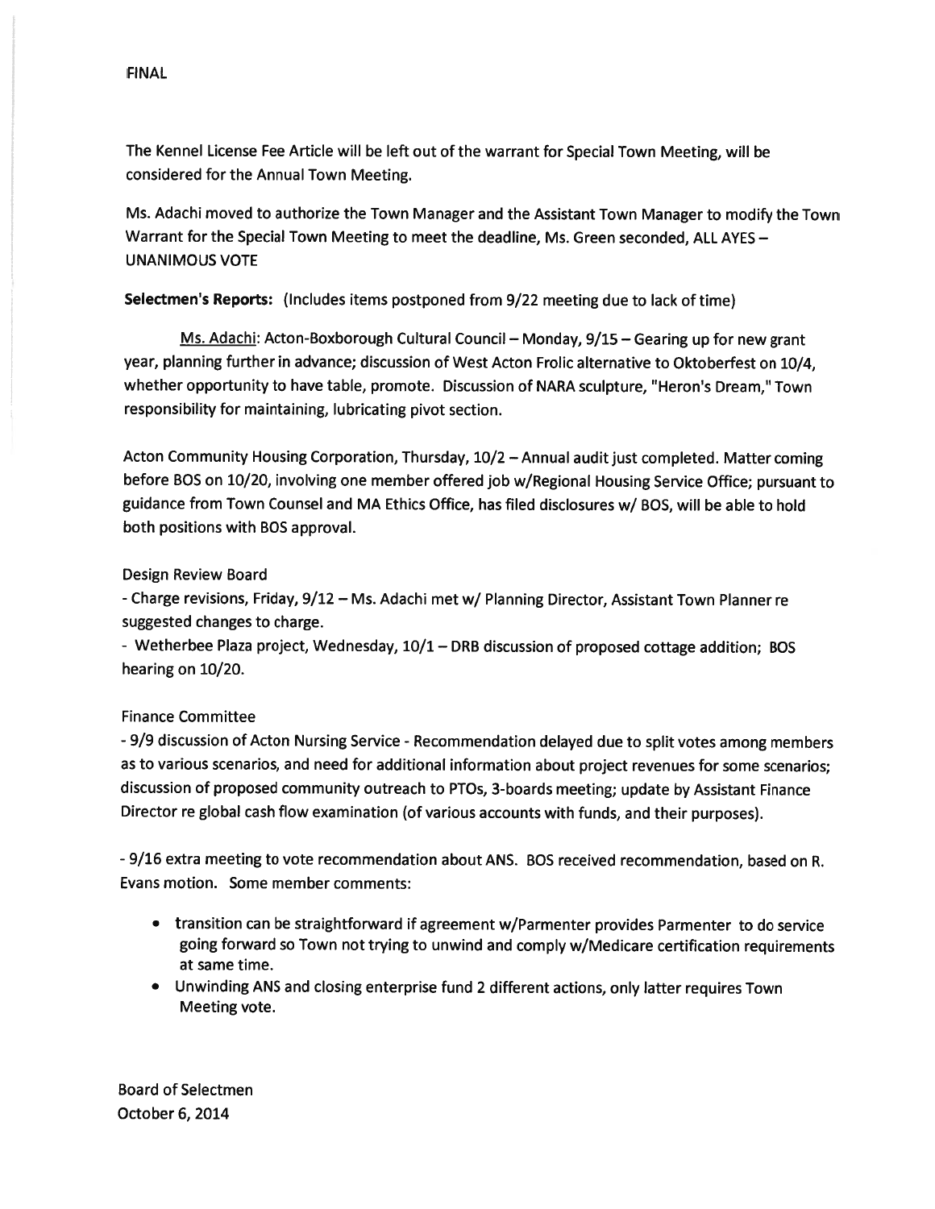The Kennel License Fee Article will be left out of the warrant for Special Town Meeting, will be considered for the Annual Town Meeting.

Ms. Adachi moved to authorize the Town Manager and the Assistant Town Manager to modify the Town Warrant for the Special Town Meeting to meet the deadline, Ms. Green seconded, ALL AYES – UNANIMOUS VOTE

**Selectmen's Reports:** (Includes items postponed from 9/22 meeting due to lack of time)

Ms. Adachi: Acton-Boxborough Cultural Council – Monday, 9/15 – Gearing up for new grant year, planning further in advance; discussion of West Acton Frolic alternative to Oktoberfest on 10/4, whether opportunity to have table, promote. Discussion of NARA sculpture, "Heron's Dream," Town responsibility for maintaining, lubricating pivot section.

Acton Community Housing Corporation, Thursday, 10/2 – Annual audit just completed. Matter coming before BOS on 10/20, involving one member offered job w/Regional Housing Service Office; pursuant to guidance from Town Counsel and MA Ethics Office, has filed disclosures w/ BOS, will be able to hold both positions with BOS approval.

Design Review Board

- Charge revisions, Friday, 9/12 – Ms. Adachi met w/ Planning Director, Assistant Town Planner re suggested changes to charge.
- Wetherbee Plaza project, Wednesday, 10/1 – DRB discussion of proposed cottage addition; BOS hearing on 10/20.

Finance Committee

- 9/9 discussion of Acton Nursing Service - Recommendation delayed due to split votes among members as to various scenarios, and need for additional information about project revenues for some scenarios; discussion of proposed community outreach to PTOs, 3-boards meeting; update by Assistant Finance Director re global cash flow examination (of various accounts with funds, and their purposes).

- 9/16 extra meeting to vote recommendation about ANS. BOS received recommendation, based on R. Evans motion. Some member comments:

- transition can be straightforward if agreement w/Parmenter provides Parmenter to do service going forward so Town not trying to unwind and comply w/Medicare certification requirements at same time.
- Unwinding ANS and closing enterprise fund 2 different actions, only latter requires Town Meeting vote.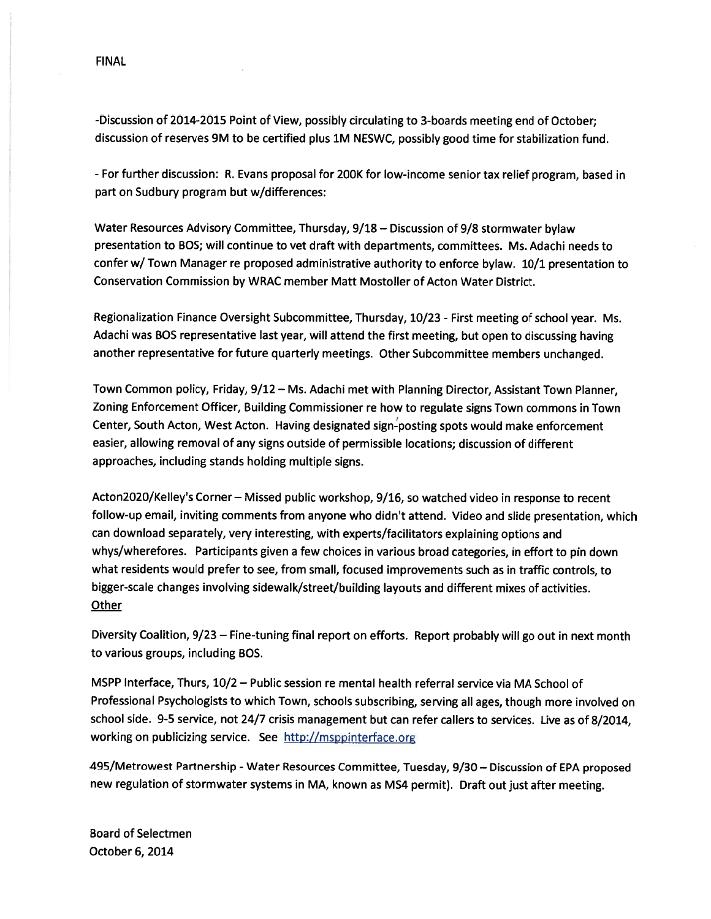FINAL

-Discussion of 2014-2015 Point of View, possibly circulating to 3-boards meeting end of October; discussion of reserves 9M to be certified plus 1M NESWC, possibly good time for stabilization fund.

- For further discussion: R. Evans proposal for 200K for low-income senior tax relief program, based in part on Sudbury program but w/differences:

Water Resources Advisory Committee, Thursday, 9/18 – Discussion of 9/8 stormwater bylaw presentation to BOS; will continue to vet draft with departments, committees. Ms. Adachi needs to confer w/ Town Manager re proposed administrative authority to enforce bylaw. 10/1 presentation to Conservation Commission by WRAC member Matt Mostoller of Acton Water District.

Regionalization Finance Oversight Subcommittee, Thursday, 10/23 - First meeting of school year. Ms. Adachi was BOS representative last year, will attend the first meeting, but open to discussing having another representative for future quarterly meetings. Other Subcommittee members unchanged.

Town Common policy, Friday, 9/12 – Ms. Adachi met with Planning Director, Assistant Town Planner, Zoning Enforcement Officer, Building Commissioner re how to regulate signs Town commons in Town Center, South Acton, West Acton. Having designated sign-posting spots would make enforcement easier, allowing removal of any signs outside of permissible locations; discussion of different approaches, including stands holding multiple signs.

Acton2020/Kelley's Corner – Missed public workshop, 9/16, so watched video in response to recent follow-up email, inviting comments from anyone who didn't attend. Video and slide presentation, which can download separately, very interesting, with experts/facilitators explaining options and whys/wherefores. Participants given a few choices in various broad categories, in effort to pin down what residents would prefer to see, from small, focused improvements such as in traffic controls, to bigger-scale changes involving sidewalk/street/building layouts and different mixes of activities.

<u>Other</u>

Diversity Coalition, 9/23 – Fine-tuning final report on efforts. Report probably will go out in next month to various groups, including BOS.

MSPP Interface, Thurs, 10/2 – Public session re mental health referral service via MA School of Professional Psychologists to which Town, schools subscribing, serving all ages, though more involved on school side. 9-5 service, not 24/7 crisis management but can refer callers to services. Live as of 8/2014, working on publicizing service. See http://msppinterface.org

495/Metrowest Partnership - Water Resources Committee, Tuesday, 9/30 – Discussion of EPA proposed new regulation of stormwater systems in MA, known as MS4 permit). Draft out just after meeting.

Board of Selectmen
October 6, 2014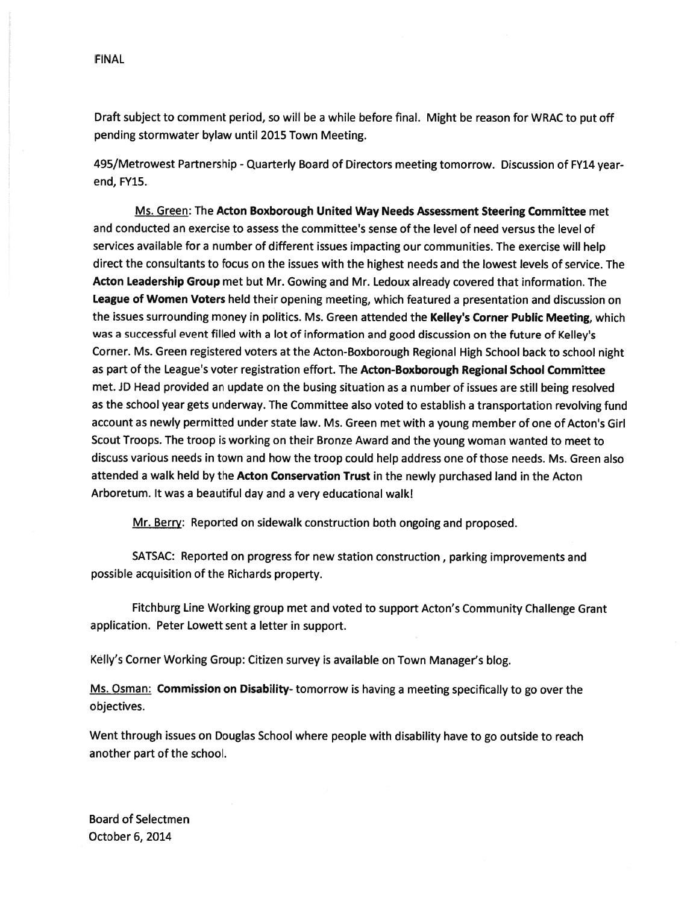FINAL

Draft subject to comment period, so will be a while before final. Might be reason for WRAC to put off pending stormwater bylaw until 2015 Town Meeting.

495/Metrowest Partnership - Quarterly Board of Directors meeting tomorrow. Discussion of FY14 year-end, FY15.

Ms. Green: The **Acton Boxborough United Way Needs Assessment Steering Committee** met and conducted an exercise to assess the committee's sense of the level of need versus the level of services available for a number of different issues impacting our communities. The exercise will help direct the consultants to focus on the issues with the highest needs and the lowest levels of service. The **Acton Leadership Group** met but Mr. Gowing and Mr. Ledoux already covered that information. The **League of Women Voters** held their opening meeting, which featured a presentation and discussion on the issues surrounding money in politics. Ms. Green attended the **Kelley's Corner Public Meeting**, which was a successful event filled with a lot of information and good discussion on the future of Kelley's Corner. Ms. Green registered voters at the Acton-Boxborough Regional High School back to school night as part of the League's voter registration effort. The **Acton-Boxborough Regional School Committee** met. JD Head provided an update on the busing situation as a number of issues are still being resolved as the school year gets underway. The Committee also voted to establish a transportation revolving fund account as newly permitted under state law. Ms. Green met with a young member of one of Acton's Girl Scout Troops. The troop is working on their Bronze Award and the young woman wanted to meet to discuss various needs in town and how the troop could help address one of those needs. Ms. Green also attended a walk held by the **Acton Conservation Trust** in the newly purchased land in the Acton Arboretum. It was a beautiful day and a very educational walk!

Mr. Berry: Reported on sidewalk construction both ongoing and proposed.

SATSAC: Reported on progress for new station construction , parking improvements and possible acquisition of the Richards property.

Fitchburg Line Working group met and voted to support Acton's Community Challenge Grant application. Peter Lowett sent a letter in support.

Kelly's Corner Working Group: Citizen survey is available on Town Manager's blog.

Ms. Osman: **Commission on Disability**- tomorrow is having a meeting specifically to go over the objectives.

Went through issues on Douglas School where people with disability have to go outside to reach another part of the school.

Board of Selectmen
October 6, 2014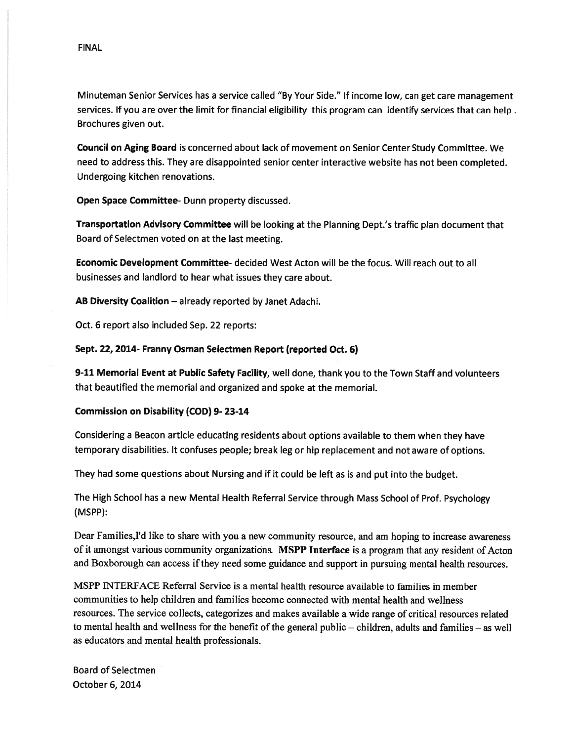FINAL

Minuteman Senior Services has a service called "By Your Side." If income low, can get care management services. If you are over the limit for financial eligibility this program can identify services that can help . Brochures given out.

**Council on Aging Board** is concerned about lack of movement on Senior Center Study Committee. We need to address this. They are disappointed senior center interactive website has not been completed. Undergoing kitchen renovations.

**Open Space Committee**- Dunn property discussed.

**Transportation Advisory Committee** will be looking at the Planning Dept.'s traffic plan document that Board of Selectmen voted on at the last meeting.

**Economic Development Committee**- decided West Acton will be the focus. Will reach out to all businesses and landlord to hear what issues they care about.

**AB Diversity Coalition** – already reported by Janet Adachi.

Oct. 6 report also included Sep. 22 reports:

**Sept. 22, 2014- Franny Osman Selectmen Report (reported Oct. 6)**

**9-11 Memorial Event at Public Safety Facility**, well done, thank you to the Town Staff and volunteers that beautified the memorial and organized and spoke at the memorial.

**Commission on Disability (COD) 9- 23-14**

Considering a Beacon article educating residents about options available to them when they have temporary disabilities. It confuses people; break leg or hip replacement and not aware of options.

They had some questions about Nursing and if it could be left as is and put into the budget.

The High School has a new Mental Health Referral Service through Mass School of Prof. Psychology (MSPP):

Dear Families,I'd like to share with you a new community resource, and am hoping to increase awareness of it amongst various community organizations. **MSPP Interface** is a program that any resident of Acton and Boxborough can access if they need some guidance and support in pursuing mental health resources.

MSPP INTERFACE Referral Service is a mental health resource available to families in member communities to help children and families become connected with mental health and wellness resources. The service collects, categorizes and makes available a wide range of critical resources related to mental health and wellness for the benefit of the general public – children, adults and families – as well as educators and mental health professionals.

Board of Selectmen
October 6, 2014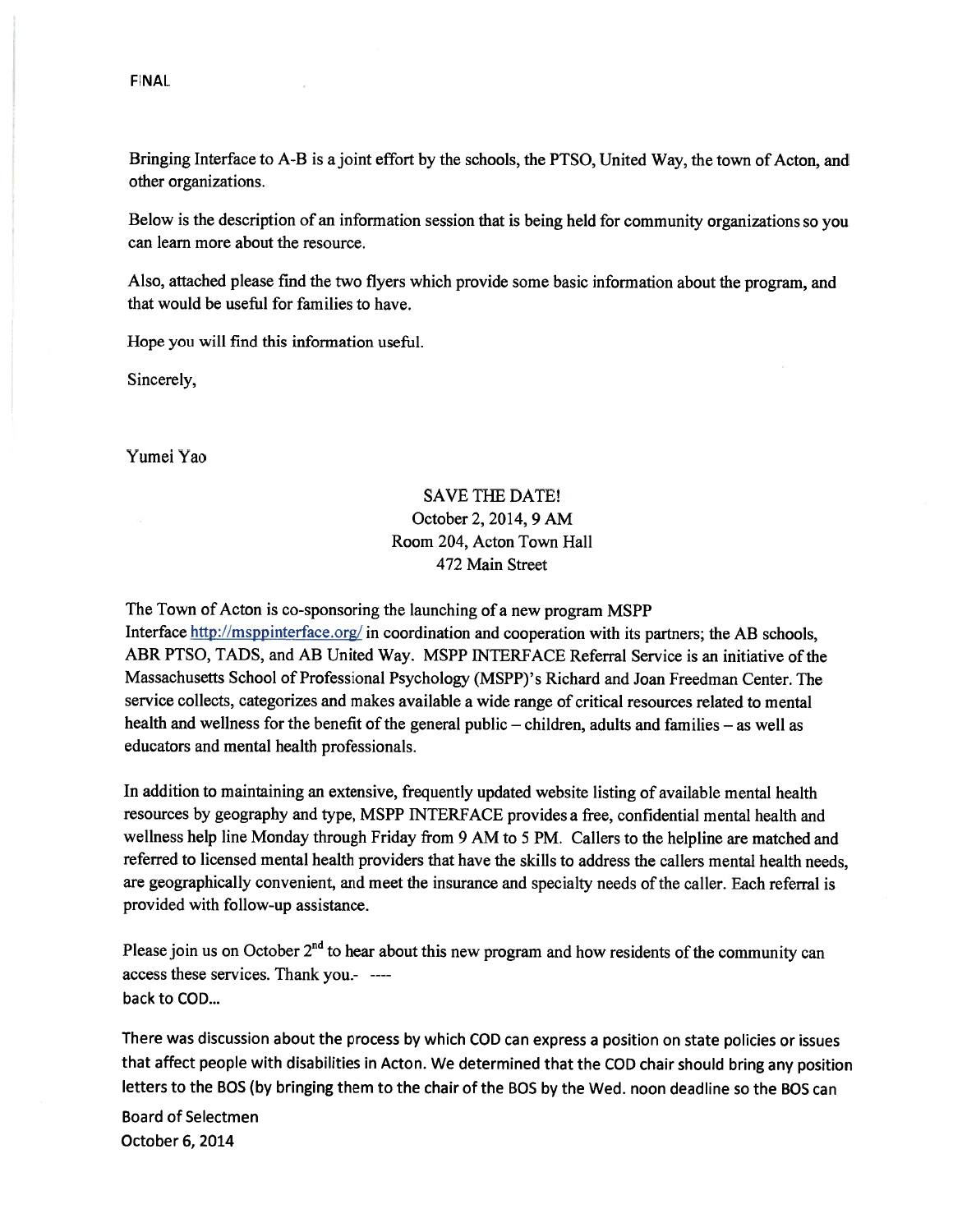FINAL

Bringing Interface to A-B is a joint effort by the schools, the PTSO, United Way, the town of Acton, and other organizations.

Below is the description of an information session that is being held for community organizations so you can learn more about the resource.

Also, attached please find the two flyers which provide some basic information about the program, and that would be useful for families to have.

Hope you will find this information useful.

Sincerely,

Yumei Yao

SAVE THE DATE!
October 2, 2014, 9 AM
Room 204, Acton Town Hall
472 Main Street

The Town of Acton is co-sponsoring the launching of a new program MSPP Interface http://msppinterface.org/ in coordination and cooperation with its partners; the AB schools, ABR PTSO, TADS, and AB United Way. MSPP INTERFACE Referral Service is an initiative of the Massachusetts School of Professional Psychology (MSPP)'s Richard and Joan Freedman Center. The service collects, categorizes and makes available a wide range of critical resources related to mental health and wellness for the benefit of the general public – children, adults and families – as well as educators and mental health professionals.

In addition to maintaining an extensive, frequently updated website listing of available mental health resources by geography and type, MSPP INTERFACE provides a free, confidential mental health and wellness help line Monday through Friday from 9 AM to 5 PM. Callers to the helpline are matched and referred to licensed mental health providers that have the skills to address the callers mental health needs, are geographically convenient, and meet the insurance and specialty needs of the caller. Each referral is provided with follow-up assistance.

Please join us on October 2nd to hear about this new program and how residents of the community can access these services. Thank you.- ----
back to COD...

There was discussion about the process by which COD can express a position on state policies or issues that affect people with disabilities in Acton. We determined that the COD chair should bring any position letters to the BOS (by bringing them to the chair of the BOS by the Wed. noon deadline so the BOS can

Board of Selectmen
October 6, 2014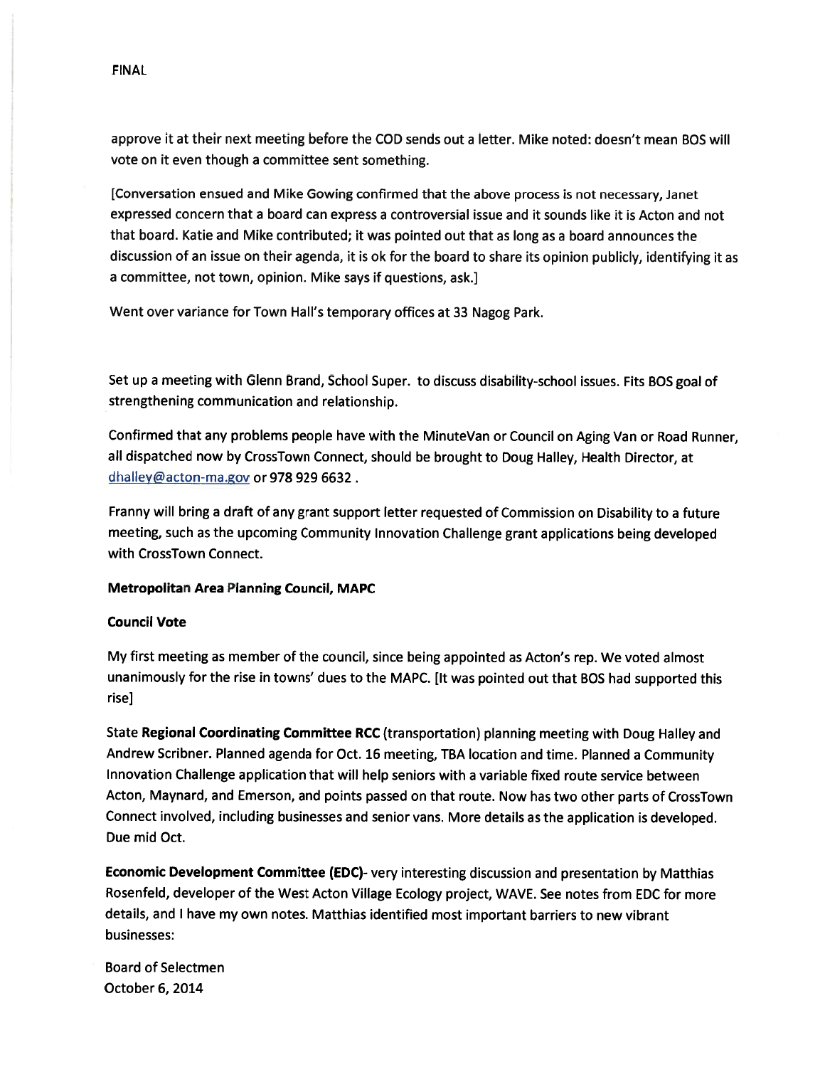approve it at their next meeting before the COD sends out a letter. Mike noted: doesn't mean BOS will vote on it even though a committee sent something.

[Conversation ensued and Mike Gowing confirmed that the above process is not necessary, Janet expressed concern that a board can express a controversial issue and it sounds like it is Acton and not that board. Katie and Mike contributed; it was pointed out that as long as a board announces the discussion of an issue on their agenda, it is ok for the board to share its opinion publicly, identifying it as a committee, not town, opinion. Mike says if questions, ask.]

Went over variance for Town Hall's temporary offices at 33 Nagog Park.

Set up a meeting with Glenn Brand, School Super. to discuss disability-school issues. Fits BOS goal of strengthening communication and relationship.

Confirmed that any problems people have with the MinuteVan or Council on Aging Van or Road Runner, all dispatched now by CrossTown Connect, should be brought to Doug Halley, Health Director, at dhalley@acton-ma.gov or 978 929 6632 .

Franny will bring a draft of any grant support letter requested of Commission on Disability to a future meeting, such as the upcoming Community Innovation Challenge grant applications being developed with CrossTown Connect.

**Metropolitan Area Planning Council, MAPC**

**Council Vote**

My first meeting as member of the council, since being appointed as Acton's rep. We voted almost unanimously for the rise in towns' dues to the MAPC. [It was pointed out that BOS had supported this rise]

State **Regional Coordinating Committee RCC** (transportation) planning meeting with Doug Halley and Andrew Scribner. Planned agenda for Oct. 16 meeting, TBA location and time. Planned a Community Innovation Challenge application that will help seniors with a variable fixed route service between Acton, Maynard, and Emerson, and points passed on that route. Now has two other parts of CrossTown Connect involved, including businesses and senior vans. More details as the application is developed. Due mid Oct.

**Economic Development Committee (EDC)**- very interesting discussion and presentation by Matthias Rosenfeld, developer of the West Acton Village Ecology project, WAVE. See notes from EDC for more details, and I have my own notes. Matthias identified most important barriers to new vibrant businesses: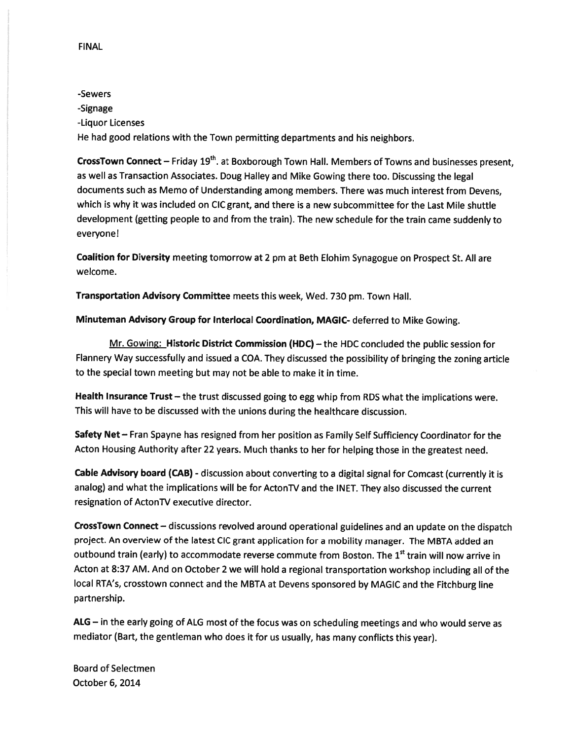FINAL

-Sewers
-Signage
-Liquor Licenses
He had good relations with the Town permitting departments and his neighbors.

**CrossTown Connect** – Friday 19th. at Boxborough Town Hall. Members of Towns and businesses present, as well as Transaction Associates. Doug Halley and Mike Gowing there too. Discussing the legal documents such as Memo of Understanding among members. There was much interest from Devens, which is why it was included on CIC grant, and there is a new subcommittee for the Last Mile shuttle development (getting people to and from the train). The new schedule for the train came suddenly to everyone!

**Coalition for Diversity** meeting tomorrow at 2 pm at Beth Elohim Synagogue on Prospect St. All are welcome.

**Transportation Advisory Committee** meets this week, Wed. 730 pm. Town Hall.

**Minuteman Advisory Group for Interlocal Coordination, MAGIC**- deferred to Mike Gowing.

Mr. Gowing: **Historic District Commission (HDC)** – the HDC concluded the public session for Flannery Way successfully and issued a COA. They discussed the possibility of bringing the zoning article to the special town meeting but may not be able to make it in time.

**Health Insurance Trust** – the trust discussed going to egg whip from RDS what the implications were. This will have to be discussed with the unions during the healthcare discussion.

**Safety Net** – Fran Spayne has resigned from her position as Family Self Sufficiency Coordinator for the Acton Housing Authority after 22 years. Much thanks to her for helping those in the greatest need.

**Cable Advisory board (CAB)** - discussion about converting to a digital signal for Comcast (currently it is analog) and what the implications will be for ActonTV and the INET. They also discussed the current resignation of ActonTV executive director.

**CrossTown Connect** – discussions revolved around operational guidelines and an update on the dispatch project. An overview of the latest CIC grant application for a mobility manager. The MBTA added an outbound train (early) to accommodate reverse commute from Boston. The 1st train will now arrive in Acton at 8:37 AM. And on October 2 we will hold a regional transportation workshop including all of the local RTA's, crosstown connect and the MBTA at Devens sponsored by MAGIC and the Fitchburg line partnership.

**ALG** – in the early going of ALG most of the focus was on scheduling meetings and who would serve as mediator (Bart, the gentleman who does it for us usually, has many conflicts this year).

Board of Selectmen
October 6, 2014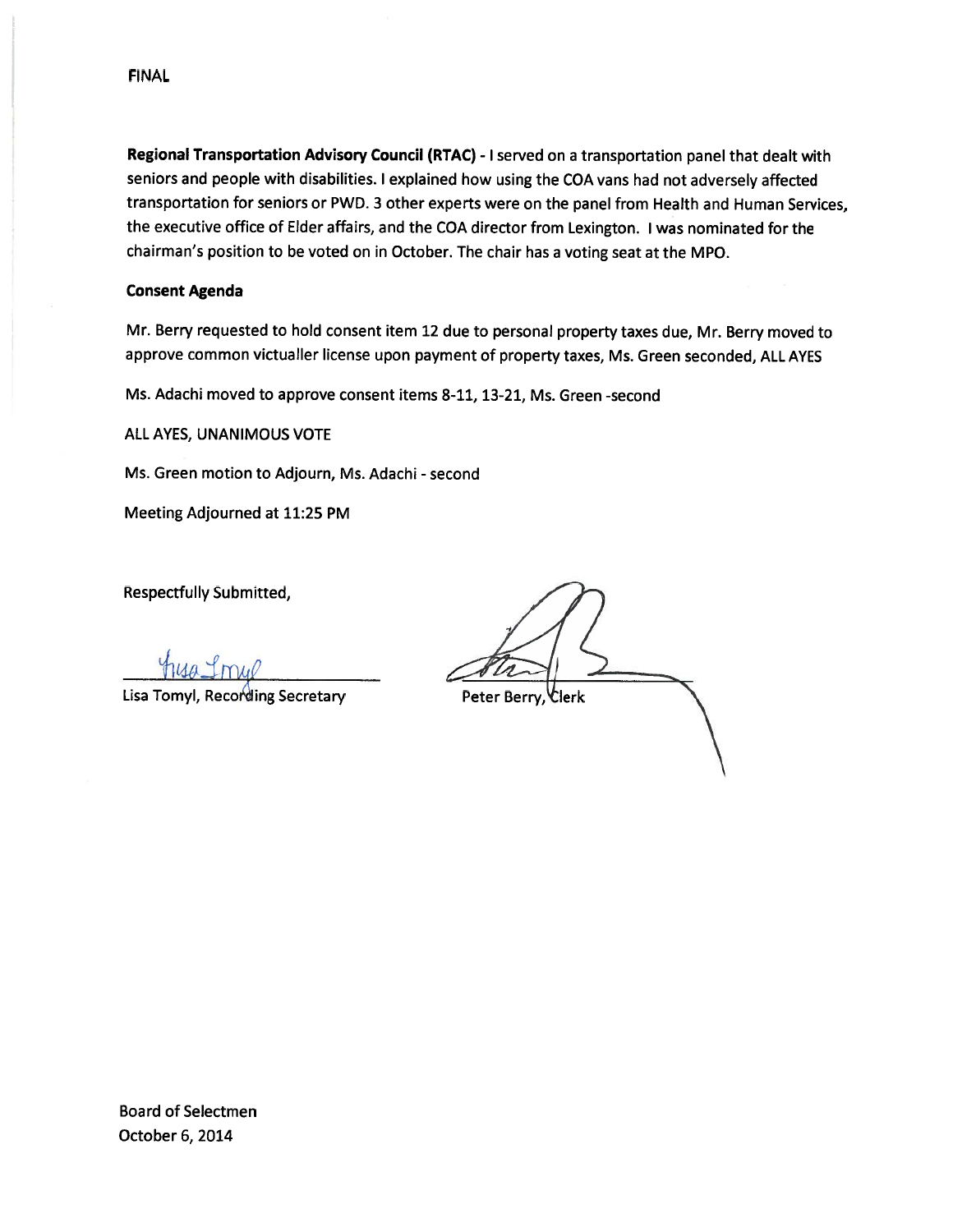FINAL

**Regional Transportation Advisory Council (RTAC)** - I served on a transportation panel that dealt with seniors and people with disabilities. I explained how using the COA vans had not adversely affected transportation for seniors or PWD. 3 other experts were on the panel from Health and Human Services, the executive office of Elder affairs, and the COA director from Lexington. I was nominated for the chairman's position to be voted on in October. The chair has a voting seat at the MPO.

**Consent Agenda**

Mr. Berry requested to hold consent item 12 due to personal property taxes due, Mr. Berry moved to approve common victualler license upon payment of property taxes, Ms. Green seconded, ALL AYES

Ms. Adachi moved to approve consent items 8-11, 13-21, Ms. Green -second

ALL AYES, UNANIMOUS VOTE

Ms. Green motion to Adjourn, Ms. Adachi - second

Meeting Adjourned at 11:25 PM

Respectfully Submitted,

Lisa Tomyl, Recording Secretary

Peter Berry, Clerk

Board of Selectmen
October 6, 2014